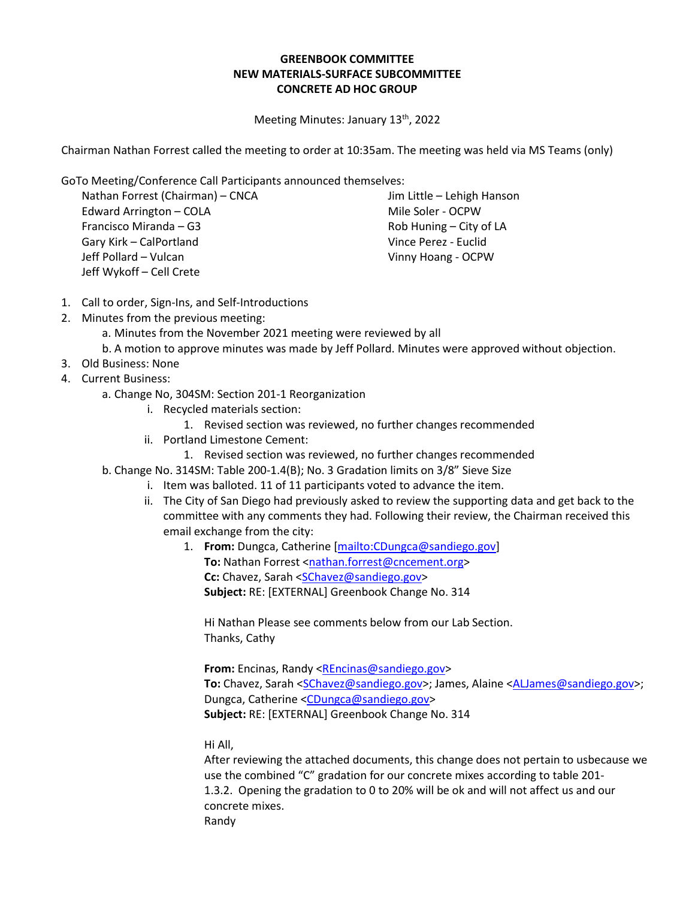**GREENBOOK COMMITTEE**
**NEW MATERIALS-SURFACE SUBCOMMITTEE**
**CONCRETE AD HOC GROUP**

Meeting Minutes: January 13th, 2022

Chairman Nathan Forrest called the meeting to order at 10:35am. The meeting was held via MS Teams (only)

GoTo Meeting/Conference Call Participants announced themselves:

- Nathan Forrest (Chairman) – CNCA
- Edward Arrington – COLA
- Francisco Miranda – G3
- Gary Kirk – CalPortland
- Jeff Pollard – Vulcan
- Jeff Wykoff – Cell Crete
- Jim Little – Lehigh Hanson
- Mile Soler - OCPW
- Rob Huning – City of LA
- Vince Perez - Euclid
- Vinny Hoang - OCPW

1. Call to order, Sign-Ins, and Self-Introductions
2. Minutes from the previous meeting:
   a. Minutes from the November 2021 meeting were reviewed by all
   b. A motion to approve minutes was made by Jeff Pollard. Minutes were approved without objection.
3. Old Business: None
4. Current Business:
   a. Change No, 304SM: Section 201-1 Reorganization
      i. Recycled materials section:
         1. Revised section was reviewed, no further changes recommended
      ii. Portland Limestone Cement:
         1. Revised section was reviewed, no further changes recommended
   b. Change No. 314SM: Table 200-1.4(B); No. 3 Gradation limits on 3/8" Sieve Size
      i. Item was balloted. 11 of 11 participants voted to advance the item.
      ii. The City of San Diego had previously asked to review the supporting data and get back to the committee with any comments they had. Following their review, the Chairman received this email exchange from the city:
         1. **From:** Dungca, Catherine [mailto:CDungca@sandiego.gov]
            **To:** Nathan Forrest <nathan.forrest@cncement.org>
            **Cc:** Chavez, Sarah <SChavez@sandiego.gov>
            **Subject:** RE: [EXTERNAL] Greenbook Change No. 314

            Hi Nathan Please see comments below from our Lab Section.
            Thanks, Cathy

            **From:** Encinas, Randy <REncinas@sandiego.gov>
            **To:** Chavez, Sarah <SChavez@sandiego.gov>; James, Alaine <ALJames@sandiego.gov>; Dungca, Catherine <CDungca@sandiego.gov>
            **Subject:** RE: [EXTERNAL] Greenbook Change No. 314

            Hi All,
            After reviewing the attached documents, this change does not pertain to usbecause we use the combined "C" gradation for our concrete mixes according to table 201-1.3.2. Opening the gradation to 0 to 20% will be ok and will not affect us and our concrete mixes.
            Randy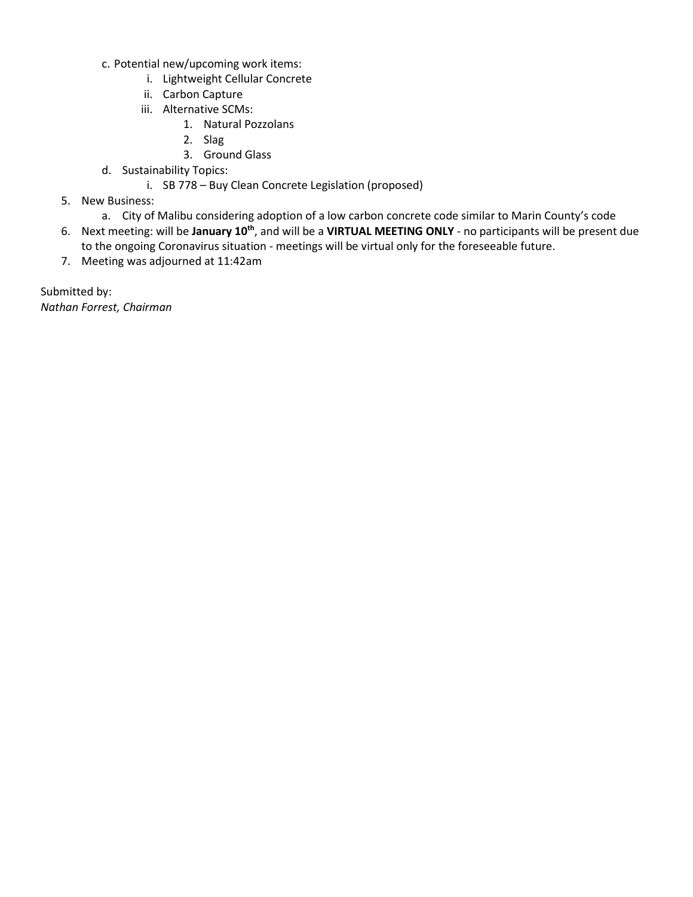c. Potential new/upcoming work items:
      i. Lightweight Cellular Concrete
      ii. Carbon Capture
      iii. Alternative SCMs:
         1. Natural Pozzolans
         2. Slag
         3. Ground Glass
   d. Sustainability Topics:
      i. SB 778 – Buy Clean Concrete Legislation (proposed)
5. New Business:
   a. City of Malibu considering adoption of a low carbon concrete code similar to Marin County's code
6. Next meeting: will be **January 10th**, and will be a **VIRTUAL MEETING ONLY** - no participants will be present due to the ongoing Coronavirus situation - meetings will be virtual only for the foreseeable future.
7. Meeting was adjourned at 11:42am

Submitted by:
*Nathan Forrest, Chairman*